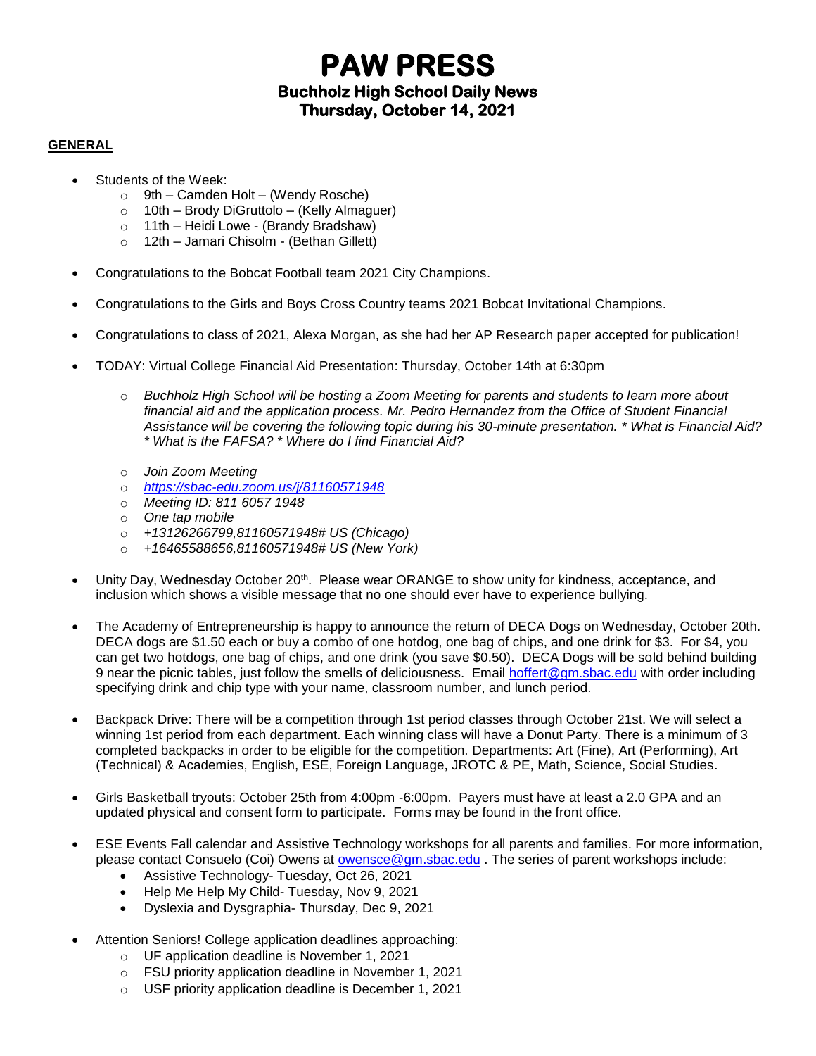# PAW PRESS

## Buchholz High School Daily News

## Thursday, October 14, 2021

**GENERAL**

- Students of the Week:
  - 9th – Camden Holt – (Wendy Rosche)
  - 10th – Brody DiGruttolo – (Kelly Almaguer)
  - 11th – Heidi Lowe - (Brandy Bradshaw)
  - 12th – Jamari Chisolm - (Bethan Gillett)

- Congratulations to the Bobcat Football team 2021 City Champions.

- Congratulations to the Girls and Boys Cross Country teams 2021 Bobcat Invitational Champions.

- Congratulations to class of 2021, Alexa Morgan, as she had her AP Research paper accepted for publication!

- TODAY: Virtual College Financial Aid Presentation: Thursday, October 14th at 6:30pm
  - *Buchholz High School will be hosting a Zoom Meeting for parents and students to learn more about financial aid and the application process. Mr. Pedro Hernandez from the Office of Student Financial Assistance will be covering the following topic during his 30-minute presentation. * What is Financial Aid? * What is the FAFSA? * Where do I find Financial Aid?*
  - *Join Zoom Meeting*
  - *https://sbac-edu.zoom.us/j/81160571948*
  - *Meeting ID: 811 6057 1948*
  - *One tap mobile*
  - *+13126266799,81160571948# US (Chicago)*
  - *+16465588656,81160571948# US (New York)*

- Unity Day, Wednesday October 20th. Please wear ORANGE to show unity for kindness, acceptance, and inclusion which shows a visible message that no one should ever have to experience bullying.

- The Academy of Entrepreneurship is happy to announce the return of DECA Dogs on Wednesday, October 20th. DECA dogs are $1.50 each or buy a combo of one hotdog, one bag of chips, and one drink for $3. For $4, you can get two hotdogs, one bag of chips, and one drink (you save $0.50). DECA Dogs will be sold behind building 9 near the picnic tables, just follow the smells of deliciousness. Email hoffert@gm.sbac.edu with order including specifying drink and chip type with your name, classroom number, and lunch period.

- Backpack Drive: There will be a competition through 1st period classes through October 21st. We will select a winning 1st period from each department. Each winning class will have a Donut Party. There is a minimum of 3 completed backpacks in order to be eligible for the competition. Departments: Art (Fine), Art (Performing), Art (Technical) & Academies, English, ESE, Foreign Language, JROTC & PE, Math, Science, Social Studies.

- Girls Basketball tryouts: October 25th from 4:00pm -6:00pm. Payers must have at least a 2.0 GPA and an updated physical and consent form to participate. Forms may be found in the front office.

- ESE Events Fall calendar and Assistive Technology workshops for all parents and families. For more information, please contact Consuelo (Coi) Owens at owensce@gm.sbac.edu . The series of parent workshops include:
  - Assistive Technology- Tuesday, Oct 26, 2021
  - Help Me Help My Child- Tuesday, Nov 9, 2021
  - Dyslexia and Dysgraphia- Thursday, Dec 9, 2021

- Attention Seniors! College application deadlines approaching:
  - UF application deadline is November 1, 2021
  - FSU priority application deadline in November 1, 2021
  - USF priority application deadline is December 1, 2021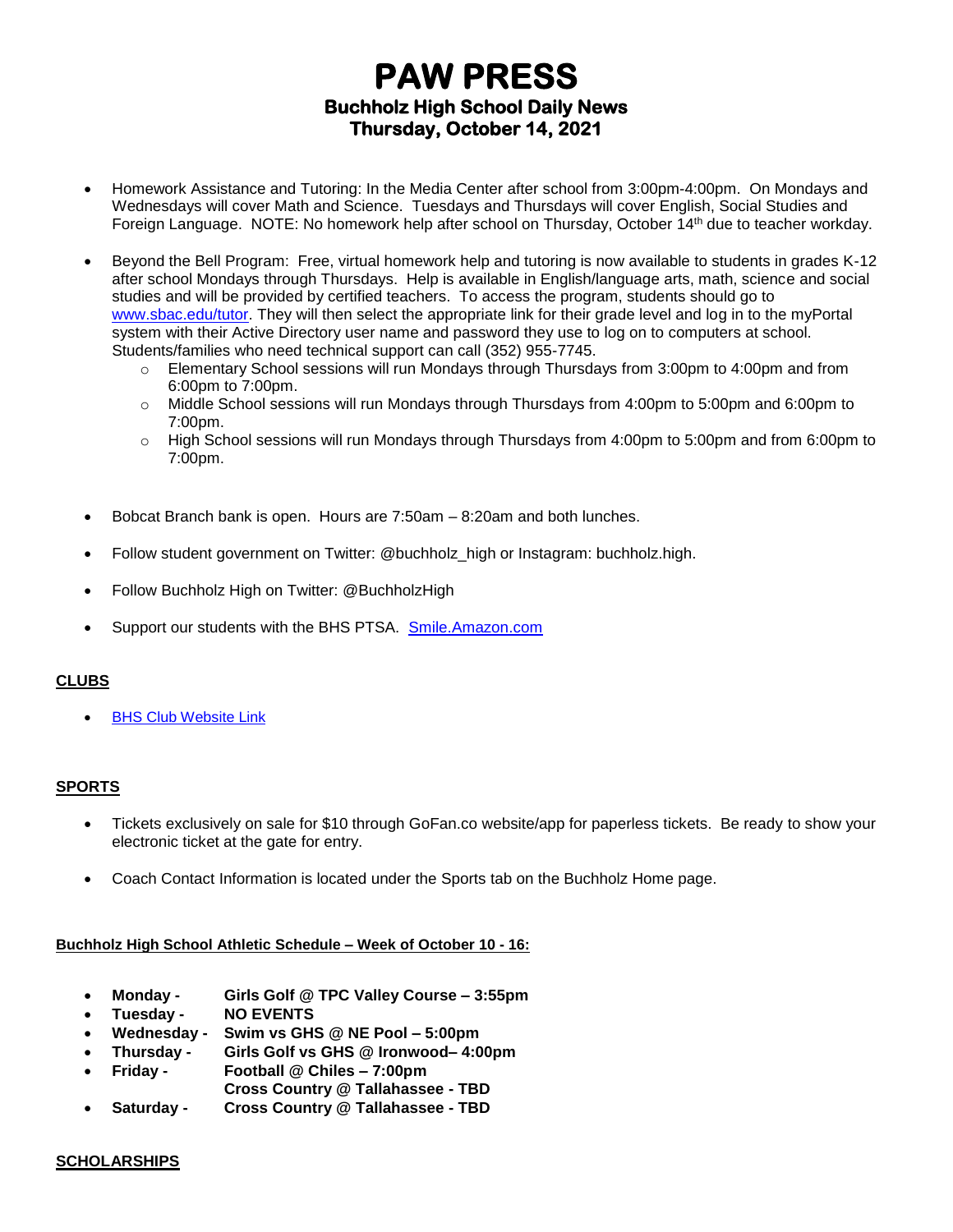# PAW PRESS

## Buchholz High School Daily News

## Thursday, October 14, 2021

- Homework Assistance and Tutoring: In the Media Center after school from 3:00pm-4:00pm. On Mondays and Wednesdays will cover Math and Science. Tuesdays and Thursdays will cover English, Social Studies and Foreign Language. NOTE: No homework help after school on Thursday, October 14th due to teacher workday.

- Beyond the Bell Program: Free, virtual homework help and tutoring is now available to students in grades K-12 after school Mondays through Thursdays. Help is available in English/language arts, math, science and social studies and will be provided by certified teachers. To access the program, students should go to www.sbac.edu/tutor. They will then select the appropriate link for their grade level and log in to the myPortal system with their Active Directory user name and password they use to log on to computers at school. Students/families who need technical support can call (352) 955-7745.
  - Elementary School sessions will run Mondays through Thursdays from 3:00pm to 4:00pm and from 6:00pm to 7:00pm.
  - Middle School sessions will run Mondays through Thursdays from 4:00pm to 5:00pm and 6:00pm to 7:00pm.
  - High School sessions will run Mondays through Thursdays from 4:00pm to 5:00pm and from 6:00pm to 7:00pm.

- Bobcat Branch bank is open. Hours are 7:50am – 8:20am and both lunches.

- Follow student government on Twitter: @buchholz_high or Instagram: buchholz.high.

- Follow Buchholz High on Twitter: @BuchholzHigh

- Support our students with the BHS PTSA. Smile.Amazon.com

## CLUBS

- BHS Club Website Link

## SPORTS

- Tickets exclusively on sale for $10 through GoFan.co website/app for paperless tickets. Be ready to show your electronic ticket at the gate for entry.

- Coach Contact Information is located under the Sports tab on the Buchholz Home page.

### Buchholz High School Athletic Schedule – Week of October 10 - 16:

- **Monday - Girls Golf @ TPC Valley Course – 3:55pm**
- **Tuesday - NO EVENTS**
- **Wednesday - Swim vs GHS @ NE Pool – 5:00pm**
- **Thursday - Girls Golf vs GHS @ Ironwood– 4:00pm**
- **Friday - Football @ Chiles – 7:00pm**
  **Cross Country @ Tallahassee - TBD**
- **Saturday - Cross Country @ Tallahassee - TBD**

## SCHOLARSHIPS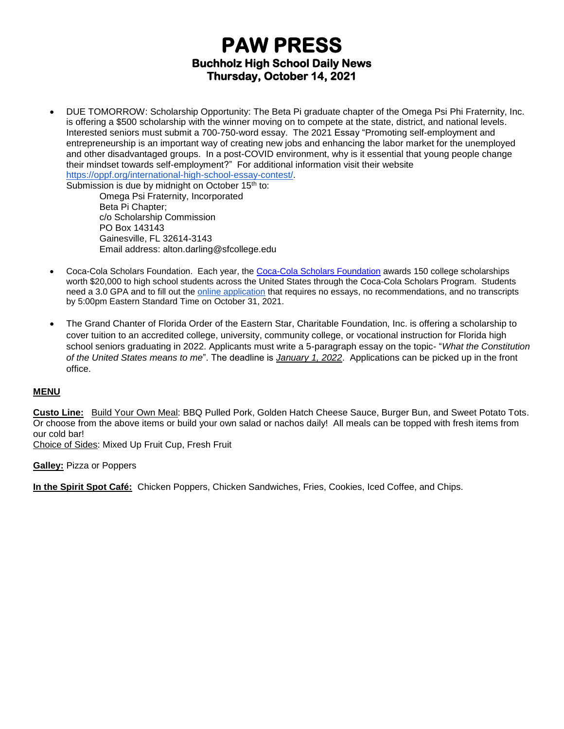# PAW PRESS

## Buchholz High School Daily News

## Thursday, October 14, 2021

- DUE TOMORROW: Scholarship Opportunity: The Beta Pi graduate chapter of the Omega Psi Phi Fraternity, Inc. is offering a $500 scholarship with the winner moving on to compete at the state, district, and national levels. Interested seniors must submit a 700-750-word essay. The 2021 Essay "Promoting self-employment and entrepreneurship is an important way of creating new jobs and enhancing the labor market for the unemployed and other disadvantaged groups. In a post-COVID environment, why is it essential that young people change their mindset towards self-employment?" For additional information visit their website https://oppf.org/international-high-school-essay-contest/.
  Submission is due by midnight on October 15th to:
  Omega Psi Fraternity, Incorporated
  Beta Pi Chapter;
  c/o Scholarship Commission
  PO Box 143143
  Gainesville, FL 32614-3143
  Email address: alton.darling@sfcollege.edu

- Coca-Cola Scholars Foundation. Each year, the Coca-Cola Scholars Foundation awards 150 college scholarships worth $20,000 to high school students across the United States through the Coca-Cola Scholars Program. Students need a 3.0 GPA and to fill out the online application that requires no essays, no recommendations, and no transcripts by 5:00pm Eastern Standard Time on October 31, 2021.

- The Grand Chanter of Florida Order of the Eastern Star, Charitable Foundation, Inc. is offering a scholarship to cover tuition to an accredited college, university, community college, or vocational instruction for Florida high school seniors graduating in 2022. Applicants must write a 5-paragraph essay on the topic- "*What the Constitution of the United States means to me*". The deadline is ***January 1, 2022***. Applications can be picked up in the front office.

**MENU**

**Custo Line:** Build Your Own Meal: BBQ Pulled Pork, Golden Hatch Cheese Sauce, Burger Bun, and Sweet Potato Tots. Or choose from the above items or build your own salad or nachos daily! All meals can be topped with fresh items from our cold bar!
Choice of Sides: Mixed Up Fruit Cup, Fresh Fruit

**Galley:** Pizza or Poppers

**In the Spirit Spot Café:** Chicken Poppers, Chicken Sandwiches, Fries, Cookies, Iced Coffee, and Chips.